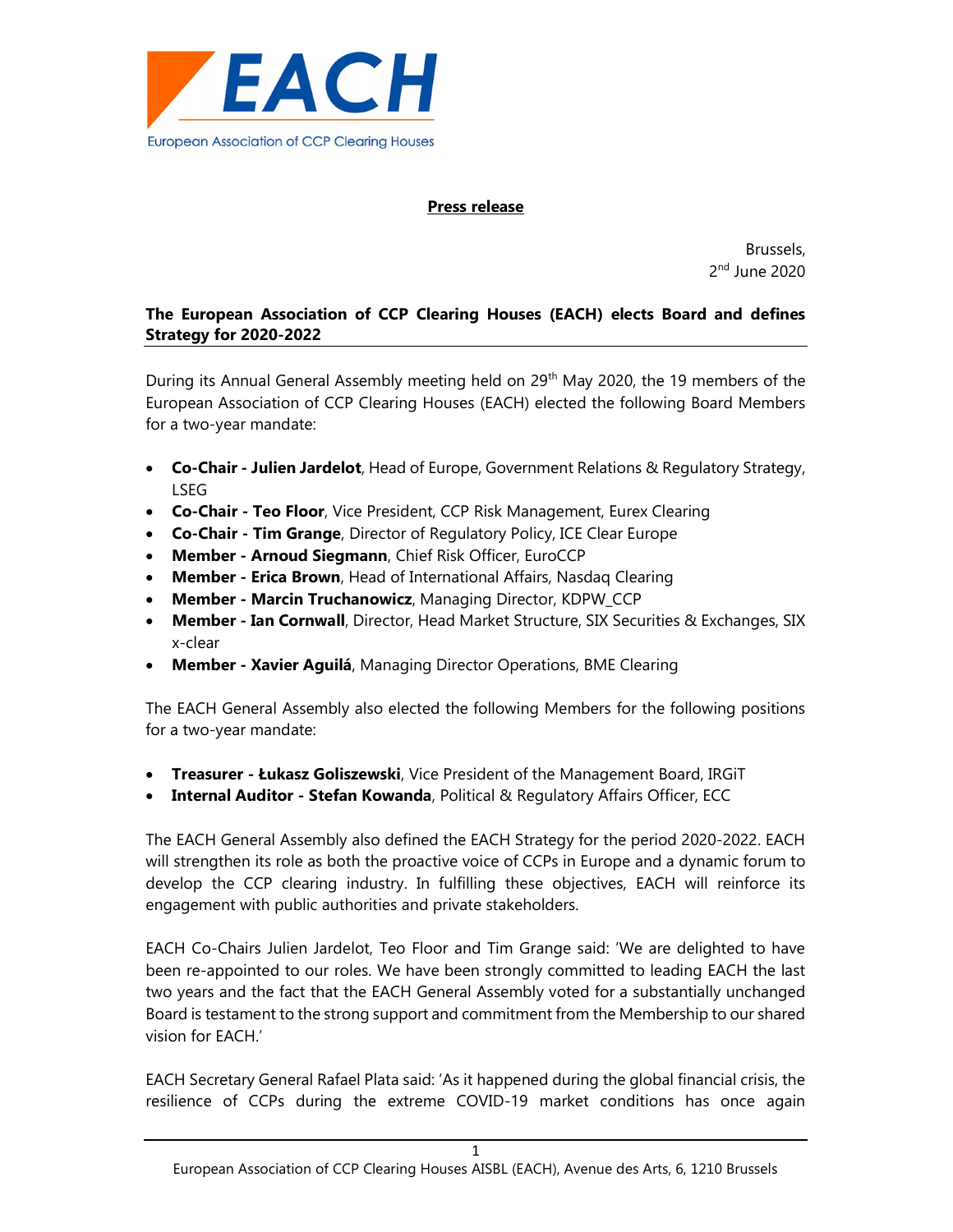EACH

European Association of CCP Clearing Houses

**Press release**

Brussels,
2nd June 2020

# The European Association of CCP Clearing Houses (EACH) elects Board and defines Strategy for 2020-2022

During its Annual General Assembly meeting held on 29th May 2020, the 19 members of the European Association of CCP Clearing Houses (EACH) elected the following Board Members for a two-year mandate:

- **Co-Chair - Julien Jardelot**, Head of Europe, Government Relations & Regulatory Strategy, LSEG
- **Co-Chair - Teo Floor**, Vice President, CCP Risk Management, Eurex Clearing
- **Co-Chair - Tim Grange**, Director of Regulatory Policy, ICE Clear Europe
- **Member - Arnoud Siegmann**, Chief Risk Officer, EuroCCP
- **Member - Erica Brown**, Head of International Affairs, Nasdaq Clearing
- **Member - Marcin Truchanowicz**, Managing Director, KDPW_CCP
- **Member - Ian Cornwall**, Director, Head Market Structure, SIX Securities & Exchanges, SIX x-clear
- **Member - Xavier Aguilá**, Managing Director Operations, BME Clearing

The EACH General Assembly also elected the following Members for the following positions for a two-year mandate:

- **Treasurer - Łukasz Goliszewski**, Vice President of the Management Board, IRGiT
- **Internal Auditor - Stefan Kowanda**, Political & Regulatory Affairs Officer, ECC

The EACH General Assembly also defined the EACH Strategy for the period 2020-2022. EACH will strengthen its role as both the proactive voice of CCPs in Europe and a dynamic forum to develop the CCP clearing industry. In fulfilling these objectives, EACH will reinforce its engagement with public authorities and private stakeholders.

EACH Co-Chairs Julien Jardelot, Teo Floor and Tim Grange said: 'We are delighted to have been re-appointed to our roles. We have been strongly committed to leading EACH the last two years and the fact that the EACH General Assembly voted for a substantially unchanged Board is testament to the strong support and commitment from the Membership to our shared vision for EACH.'

EACH Secretary General Rafael Plata said: 'As it happened during the global financial crisis, the resilience of CCPs during the extreme COVID-19 market conditions has once again

European Association of CCP Clearing Houses AISBL (EACH), Avenue des Arts, 6, 1210 Brussels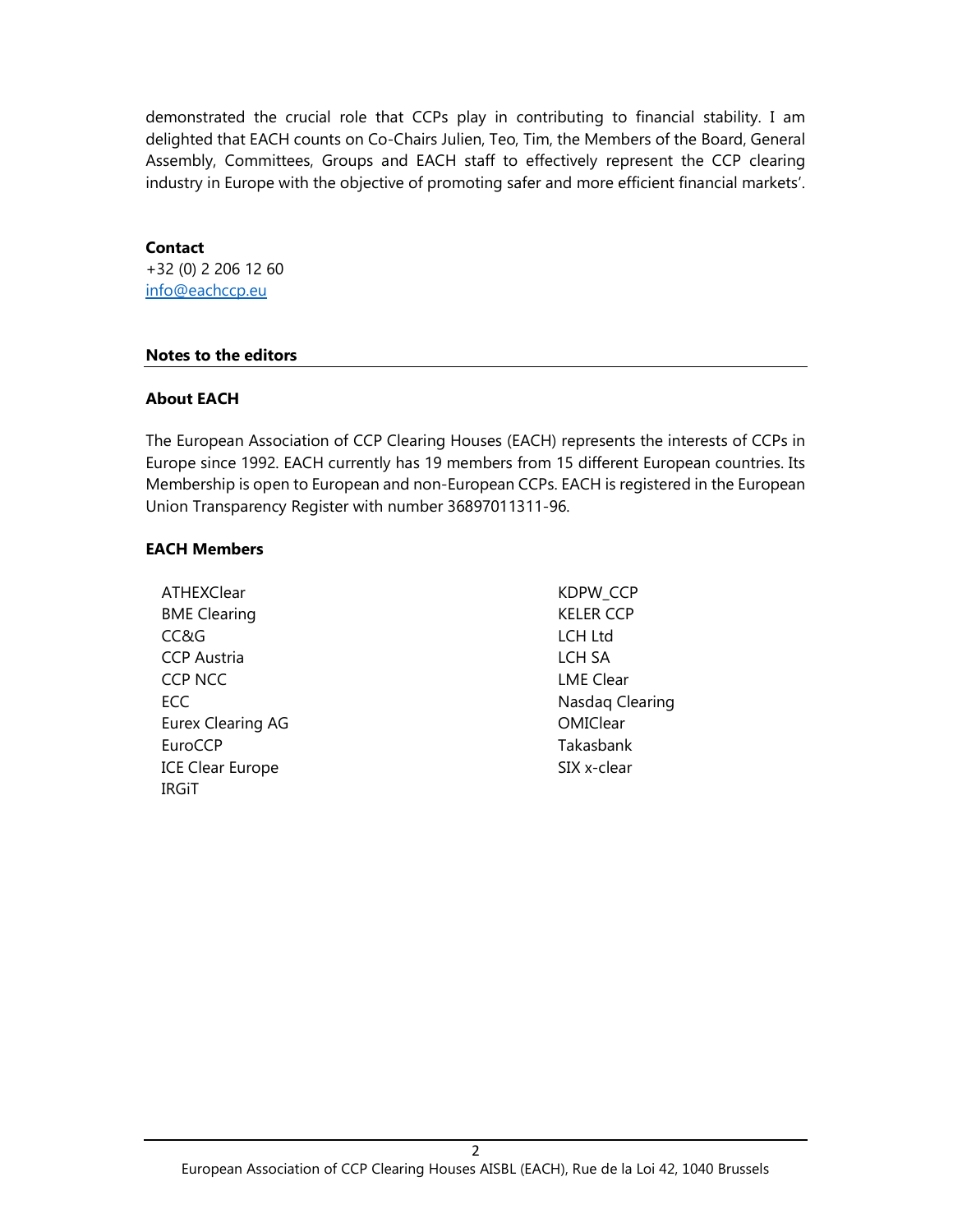demonstrated the crucial role that CCPs play in contributing to financial stability. I am delighted that EACH counts on Co-Chairs Julien, Teo, Tim, the Members of the Board, General Assembly, Committees, Groups and EACH staff to effectively represent the CCP clearing industry in Europe with the objective of promoting safer and more efficient financial markets'.

**Contact**
+32 (0) 2 206 12 60
info@eachccp.eu

**Notes to the editors**

**About EACH**

The European Association of CCP Clearing Houses (EACH) represents the interests of CCPs in Europe since 1992. EACH currently has 19 members from 15 different European countries. Its Membership is open to European and non-European CCPs. EACH is registered in the European Union Transparency Register with number 36897011311-96.

**EACH Members**

ATHEXClear
BME Clearing
CC&G
CCP Austria
CCP NCC
ECC
Eurex Clearing AG
EuroCCP
ICE Clear Europe
IRGiT
KDPW_CCP
KELER CCP
LCH Ltd
LCH SA
LME Clear
Nasdaq Clearing
OMIClear
Takasbank
SIX x-clear